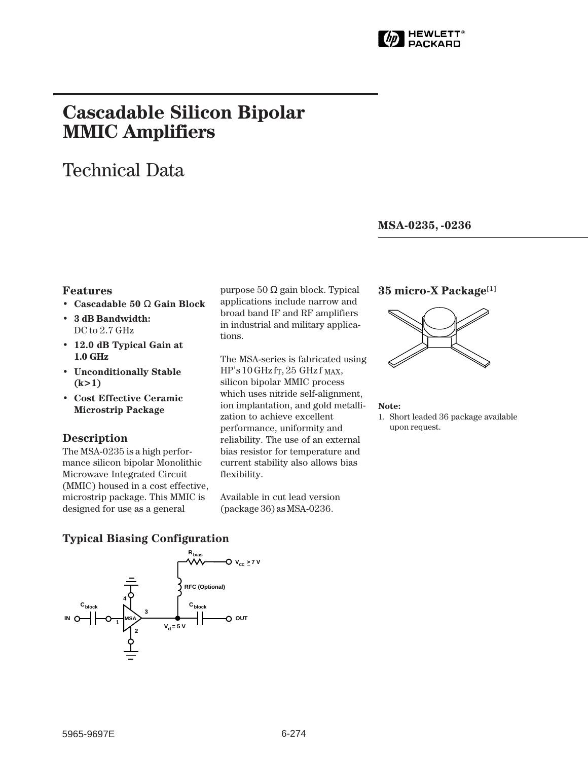# Cascadable Silicon Bipolar MMIC Amplifiers

# Technical Data

**MSA-0235, -0236**

## Features

- **Cascadable 50 Ω Gain Block**
- **3 dB Bandwidth:** DC to 2.7 GHz
- **12.0 dB Typical Gain at 1.0 GHz**
- **Unconditionally Stable (k>1)**
- **Cost Effective Ceramic Microstrip Package**

## Description

The MSA-0235 is a high performance silicon bipolar Monolithic Microwave Integrated Circuit (MMIC) housed in a cost effective, microstrip package. This MMIC is designed for use as a general purpose 50 Ω gain block. Typical applications include narrow and broad band IF and RF amplifiers in industrial and military applications.

The MSA-series is fabricated using HP's 10 GHz $f_T$, 25 GHz $f_{MAX}$, silicon bipolar MMIC process which uses nitride self-alignment, ion implantation, and gold metallization to achieve excellent performance, uniformity and reliability. The use of an external bias resistor for temperature and current stability also allows bias flexibility.

Available in cut lead version (package 36) as MSA-0236.

## 35 micro-X Package[1]

**Note:**
1. Short leaded 36 package available upon request.

## Typical Biasing Configuration

$R_{bias}$, $V_{CC} \geq 7$ V, RFC (Optional), $C_{block}$, IN, MSA, $C_{block}$, OUT, $V_d = 5$ V

5965-9697E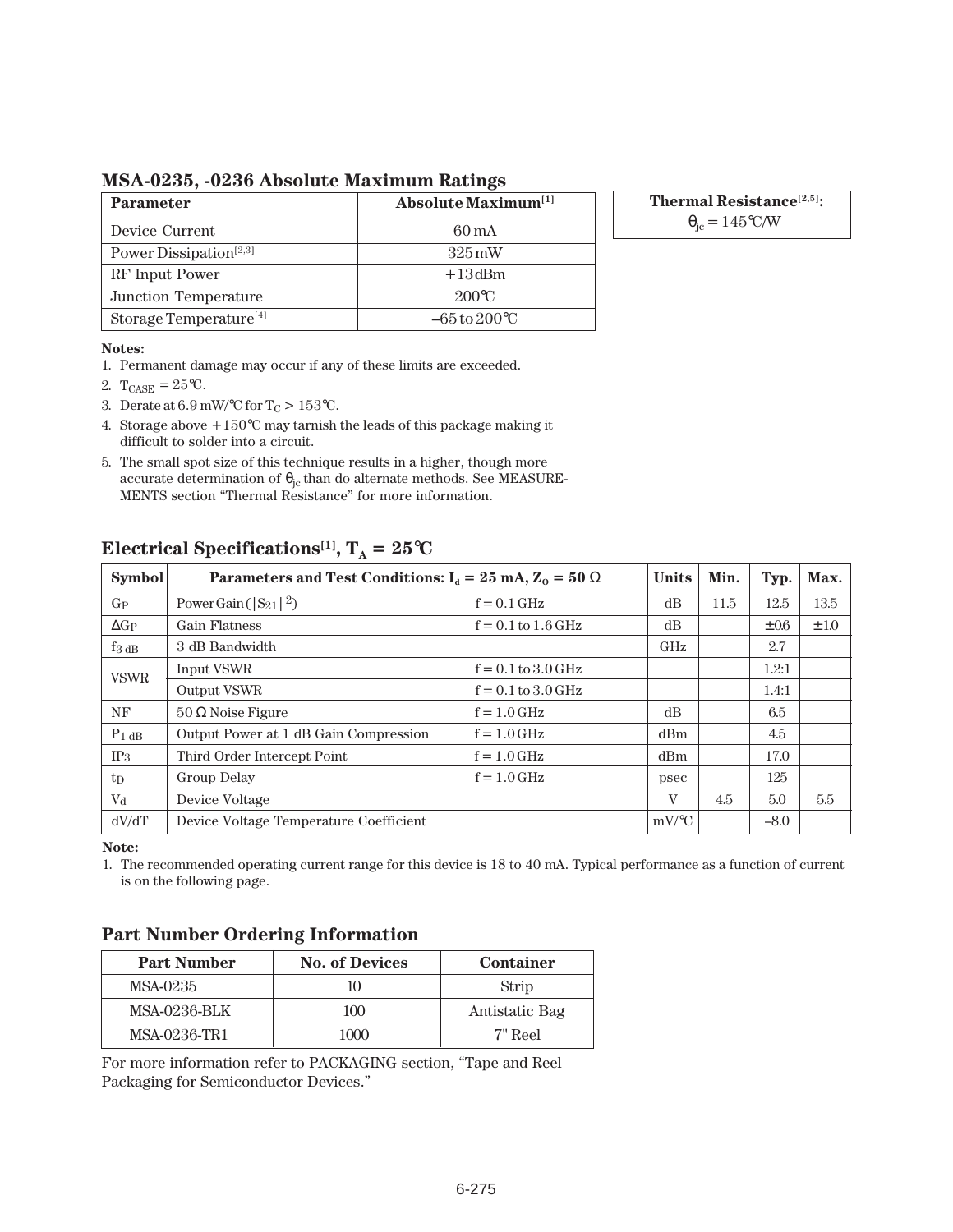## MSA-0235, -0236 Absolute Maximum Ratings

| Parameter | Absolute Maximum[1] |
|---|---|
| Device Current | 60 mA |
| Power Dissipation[2,3] | 325 mW |
| RF Input Power | +13 dBm |
| Junction Temperature | 200°C |
| Storage Temperature[4] | –65 to 200°C |

| Thermal Resistance[2,5]: |
|---|
| $\theta_{jc}$ = 145°C/W |

**Notes:**
1. Permanent damage may occur if any of these limits are exceeded.
2. $T_{CASE}$ = 25°C.
3. Derate at 6.9 mW/°C for $T_C$ > 153°C.
4. Storage above +150°C may tarnish the leads of this package making it difficult to solder into a circuit.
5. The small spot size of this technique results in a higher, though more accurate determination of $\theta_{jc}$ than do alternate methods. See MEASUREMENTS section "Thermal Resistance" for more information.

## Electrical Specifications[1], $T_A$ = 25°C

| Symbol | Parameters and Test Conditions: $I_d$ = 25 mA, $Z_O$ = 50 Ω | | Units | Min. | Typ. | Max. |
|---|---|---|---|---|---|---|
| $G_P$ | Power Gain ($\lvert S_{21}\rvert^2$) | f = 0.1 GHz | dB | 11.5 | 12.5 | 13.5 |
| $\Delta G_P$ | Gain Flatness | f = 0.1 to 1.6 GHz | dB | | ±0.6 | ±1.0 |
| $f_{3\ dB}$ | 3 dB Bandwidth | | GHz | | 2.7 | |
| VSWR | Input VSWR | f = 0.1 to 3.0 GHz | | | 1.2:1 | |
| | Output VSWR | f = 0.1 to 3.0 GHz | | | 1.4:1 | |
| NF | 50 Ω Noise Figure | f = 1.0 GHz | dB | | 6.5 | |
| $P_{1\ dB}$ | Output Power at 1 dB Gain Compression | f = 1.0 GHz | dBm | | 4.5 | |
| $IP_3$ | Third Order Intercept Point | f = 1.0 GHz | dBm | | 17.0 | |
| $t_D$ | Group Delay | f = 1.0 GHz | psec | | 125 | |
| $V_d$ | Device Voltage | | V | 4.5 | 5.0 | 5.5 |
| dV/dT | Device Voltage Temperature Coefficient | | mV/°C | | –8.0 | |

**Note:**
1. The recommended operating current range for this device is 18 to 40 mA. Typical performance as a function of current is on the following page.

## Part Number Ordering Information

| Part Number | No. of Devices | Container |
|---|---|---|
| MSA-0235 | 10 | Strip |
| MSA-0236-BLK | 100 | Antistatic Bag |
| MSA-0236-TR1 | 1000 | 7" Reel |

For more information refer to PACKAGING section, "Tape and Reel Packaging for Semiconductor Devices."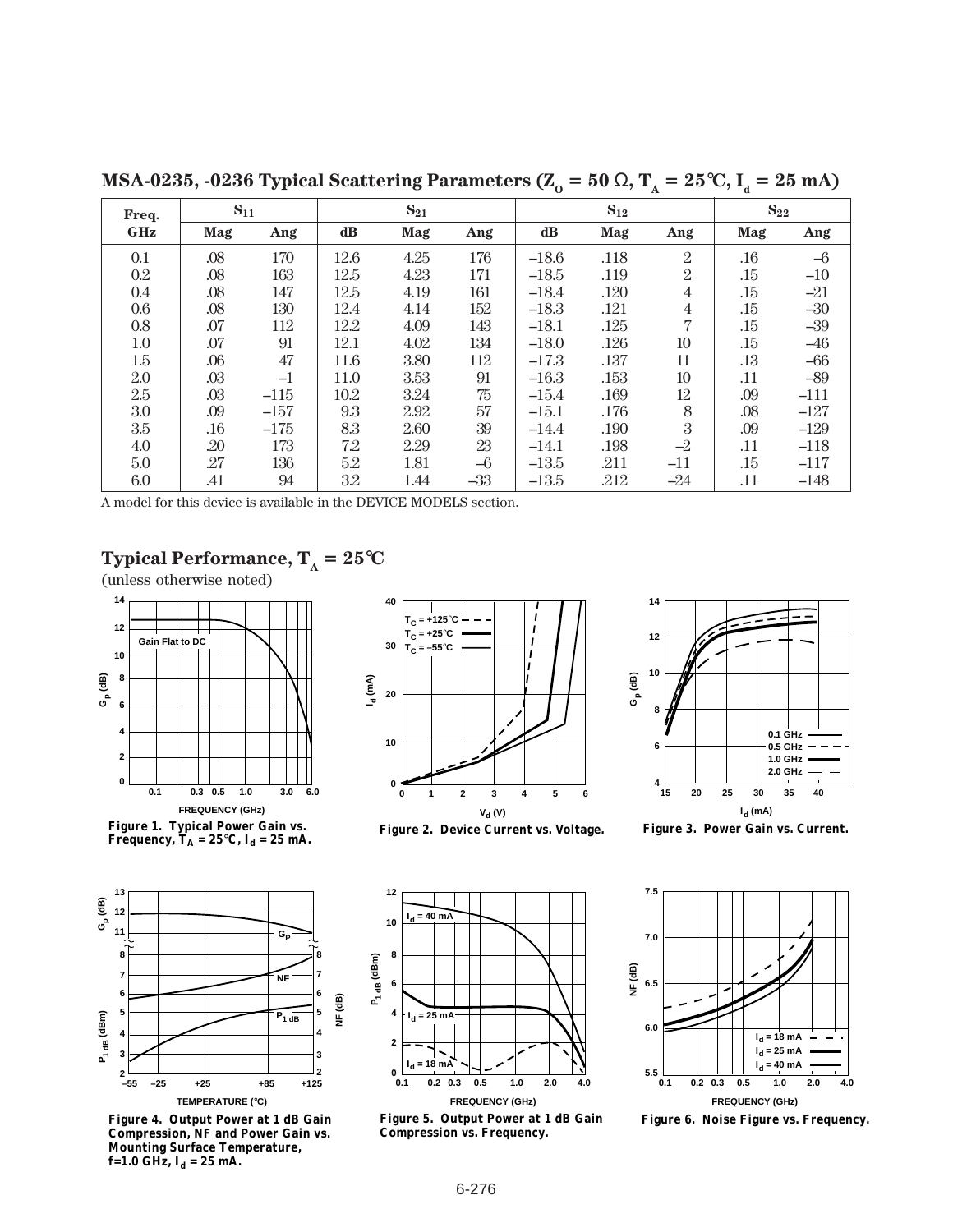## MSA-0235, -0236 Typical Scattering Parameters ($Z_O$ = 50 Ω, $T_A$ = 25°C, $I_d$ = 25 mA)

| Freq. | $S_{11}$ | | $S_{21}$ | | | $S_{12}$ | | | $S_{22}$ | |
|---|---|---|---|---|---|---|---|---|---|---|
| GHz | Mag | Ang | dB | Mag | Ang | dB | Mag | Ang | Mag | Ang |
| 0.1 | .08 | 170 | 12.6 | 4.25 | 176 | –18.6 | .118 | 2 | .16 | –6 |
| 0.2 | .08 | 163 | 12.5 | 4.23 | 171 | –18.5 | .119 | 2 | .15 | –10 |
| 0.4 | .08 | 147 | 12.5 | 4.19 | 161 | –18.4 | .120 | 4 | .15 | –21 |
| 0.6 | .08 | 130 | 12.4 | 4.14 | 152 | –18.3 | .121 | 4 | .15 | –30 |
| 0.8 | .07 | 112 | 12.2 | 4.09 | 143 | –18.1 | .125 | 7 | .15 | –39 |
| 1.0 | .07 | 91 | 12.1 | 4.02 | 134 | –18.0 | .126 | 10 | .15 | –46 |
| 1.5 | .06 | 47 | 11.6 | 3.80 | 112 | –17.3 | .137 | 11 | .13 | –66 |
| 2.0 | .03 | –1 | 11.0 | 3.53 | 91 | –16.3 | .153 | 10 | .11 | –89 |
| 2.5 | .03 | –115 | 10.2 | 3.24 | 75 | –15.4 | .169 | 12 | .09 | –111 |
| 3.0 | .09 | –157 | 9.3 | 2.92 | 57 | –15.1 | .176 | 8 | .08 | –127 |
| 3.5 | .16 | –175 | 8.3 | 2.60 | 39 | –14.4 | .190 | 3 | .09 | –129 |
| 4.0 | .20 | 173 | 7.2 | 2.29 | 23 | –14.1 | .198 | –2 | .11 | –118 |
| 5.0 | .27 | 136 | 5.2 | 1.81 | –6 | –13.5 | .211 | –11 | .15 | –117 |
| 6.0 | .41 | 94 | 3.2 | 1.44 | –33 | –13.5 | .212 | –24 | .11 | –148 |

A model for this device is available in the DEVICE MODELS section.

## Typical Performance, $T_A$ = 25°C

(unless otherwise noted)

**Figure 1. Typical Power Gain vs. Frequency, $T_A$ = 25°C, $I_d$ = 25 mA.**

**Figure 2. Device Current vs. Voltage.**

**Figure 3. Power Gain vs. Current.**

**Figure 4. Output Power at 1 dB Gain Compression, NF and Power Gain vs. Mounting Surface Temperature, f=1.0 GHz, $I_d$ = 25 mA.**

**Figure 5. Output Power at 1 dB Gain Compression vs. Frequency.**

**Figure 6. Noise Figure vs. Frequency.**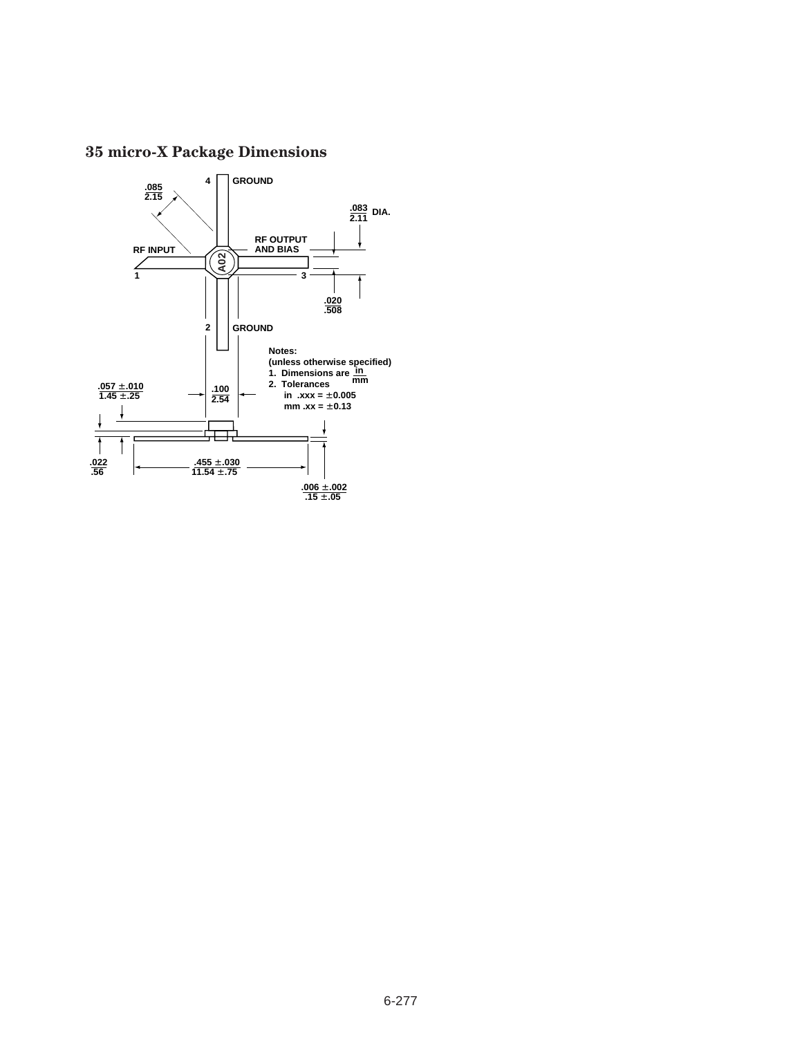## 35 micro-X Package Dimensions

4 GROUND

.085
2.15

.083
2.11 DIA.

RF OUTPUT
AND BIAS

RF INPUT

A02

1

3

.020
.508

2 GROUND

Notes:
(unless otherwise specified)
1. Dimensions are in / mm
2. Tolerances
in .xxx = ±0.005
mm .xx = ±0.13

.057 ±.010
1.45 ±.25

.100
2.54

.022
.56

.455 ±.030
11.54 ±.75

.006 ±.002
.15 ±.05